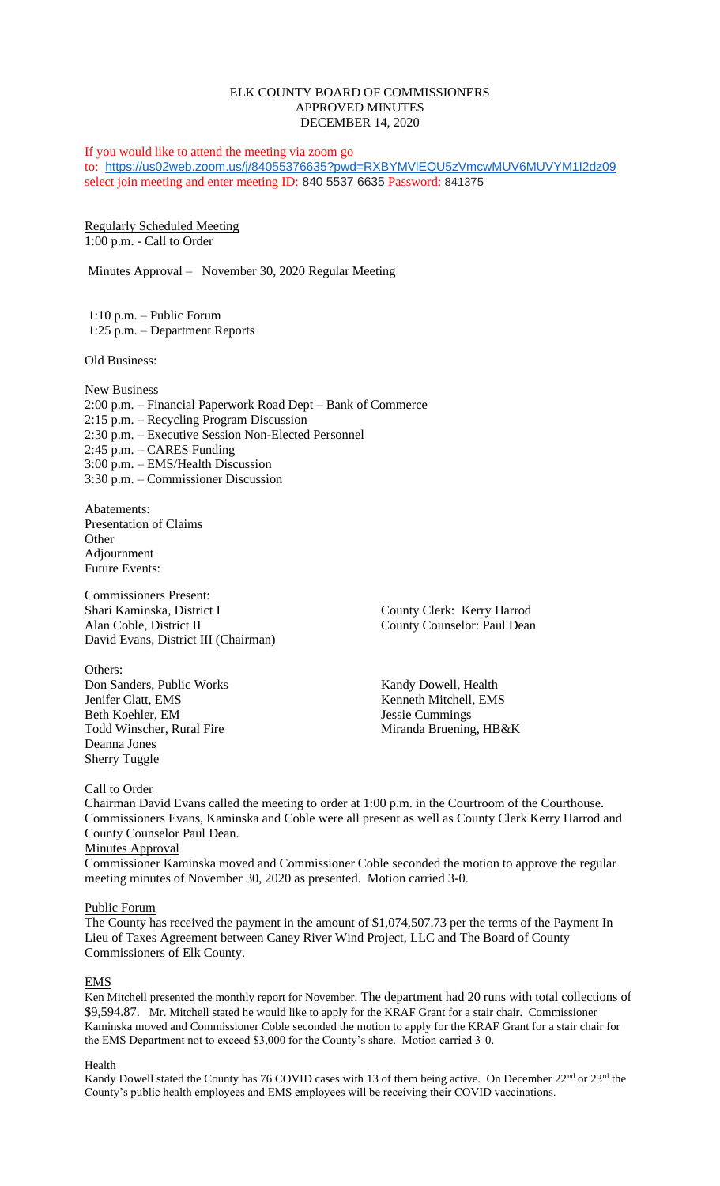ELK COUNTY BOARD OF COMMISSIONERS
APPROVED MINUTES
DECEMBER 14, 2020

If you would like to attend the meeting via zoom go to: https://us02web.zoom.us/j/84055376635?pwd=RXBYMVlEQU5zVmcwMUV6MUVYM1I2dz09 select join meeting and enter meeting ID: 840 5537 6635 Password: 841375

Regularly Scheduled Meeting
1:00 p.m. - Call to Order

Minutes Approval – November 30, 2020 Regular Meeting

1:10 p.m. – Public Forum
1:25 p.m. – Department Reports

Old Business:

New Business
2:00 p.m. – Financial Paperwork Road Dept – Bank of Commerce
2:15 p.m. – Recycling Program Discussion
2:30 p.m. – Executive Session Non-Elected Personnel
2:45 p.m. – CARES Funding
3:00 p.m. – EMS/Health Discussion
3:30 p.m. – Commissioner Discussion

Abatements:
Presentation of Claims
Other
Adjournment
Future Events:

Commissioners Present:
Shari Kaminska, District I
Alan Coble, District II
David Evans, District III (Chairman)

County Clerk: Kerry Harrod
County Counselor: Paul Dean

Others:
Don Sanders, Public Works
Jenifer Clatt, EMS
Beth Koehler, EM
Todd Winscher, Rural Fire
Deanna Jones
Sherry Tuggle

Kandy Dowell, Health
Kenneth Mitchell, EMS
Jessie Cummings
Miranda Bruening, HB&K

Call to Order
Chairman David Evans called the meeting to order at 1:00 p.m. in the Courtroom of the Courthouse. Commissioners Evans, Kaminska and Coble were all present as well as County Clerk Kerry Harrod and County Counselor Paul Dean.

Minutes Approval
Commissioner Kaminska moved and Commissioner Coble seconded the motion to approve the regular meeting minutes of November 30, 2020 as presented. Motion carried 3-0.

Public Forum
The County has received the payment in the amount of $1,074,507.73 per the terms of the Payment In Lieu of Taxes Agreement between Caney River Wind Project, LLC and The Board of County Commissioners of Elk County.

EMS
Ken Mitchell presented the monthly report for November. The department had 20 runs with total collections of $9,594.87. Mr. Mitchell stated he would like to apply for the KRAF Grant for a stair chair. Commissioner Kaminska moved and Commissioner Coble seconded the motion to apply for the KRAF Grant for a stair chair for the EMS Department not to exceed $3,000 for the County's share. Motion carried 3-0.

Health
Kandy Dowell stated the County has 76 COVID cases with 13 of them being active. On December 22nd or 23rd the County's public health employees and EMS employees will be receiving their COVID vaccinations.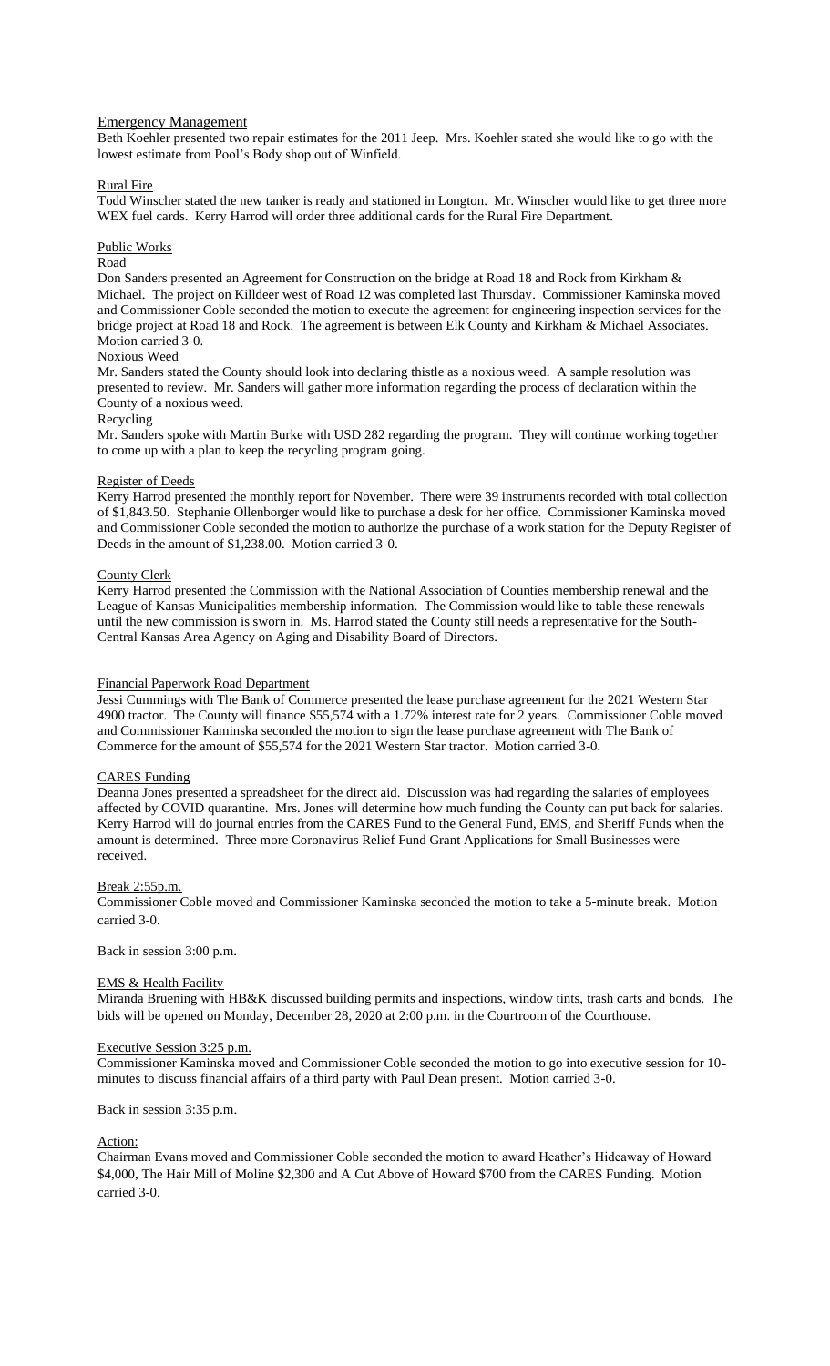Emergency Management

Beth Koehler presented two repair estimates for the 2011 Jeep. Mrs. Koehler stated she would like to go with the lowest estimate from Pool's Body shop out of Winfield.

Rural Fire

Todd Winscher stated the new tanker is ready and stationed in Longton. Mr. Winscher would like to get three more WEX fuel cards. Kerry Harrod will order three additional cards for the Rural Fire Department.

Public Works

Road

Don Sanders presented an Agreement for Construction on the bridge at Road 18 and Rock from Kirkham & Michael. The project on Killdeer west of Road 12 was completed last Thursday. Commissioner Kaminska moved and Commissioner Coble seconded the motion to execute the agreement for engineering inspection services for the bridge project at Road 18 and Rock. The agreement is between Elk County and Kirkham & Michael Associates. Motion carried 3-0.

Noxious Weed

Mr. Sanders stated the County should look into declaring thistle as a noxious weed. A sample resolution was presented to review. Mr. Sanders will gather more information regarding the process of declaration within the County of a noxious weed.

Recycling

Mr. Sanders spoke with Martin Burke with USD 282 regarding the program. They will continue working together to come up with a plan to keep the recycling program going.

Register of Deeds

Kerry Harrod presented the monthly report for November. There were 39 instruments recorded with total collection of $1,843.50. Stephanie Ollenborger would like to purchase a desk for her office. Commissioner Kaminska moved and Commissioner Coble seconded the motion to authorize the purchase of a work station for the Deputy Register of Deeds in the amount of $1,238.00. Motion carried 3-0.

County Clerk

Kerry Harrod presented the Commission with the National Association of Counties membership renewal and the League of Kansas Municipalities membership information. The Commission would like to table these renewals until the new commission is sworn in. Ms. Harrod stated the County still needs a representative for the South-Central Kansas Area Agency on Aging and Disability Board of Directors.

Financial Paperwork Road Department

Jessi Cummings with The Bank of Commerce presented the lease purchase agreement for the 2021 Western Star 4900 tractor. The County will finance $55,574 with a 1.72% interest rate for 2 years. Commissioner Coble moved and Commissioner Kaminska seconded the motion to sign the lease purchase agreement with The Bank of Commerce for the amount of $55,574 for the 2021 Western Star tractor. Motion carried 3-0.

CARES Funding

Deanna Jones presented a spreadsheet for the direct aid. Discussion was had regarding the salaries of employees affected by COVID quarantine. Mrs. Jones will determine how much funding the County can put back for salaries. Kerry Harrod will do journal entries from the CARES Fund to the General Fund, EMS, and Sheriff Funds when the amount is determined. Three more Coronavirus Relief Fund Grant Applications for Small Businesses were received.

Break 2:55p.m.

Commissioner Coble moved and Commissioner Kaminska seconded the motion to take a 5-minute break. Motion carried 3-0.

Back in session 3:00 p.m.

EMS & Health Facility

Miranda Bruening with HB&K discussed building permits and inspections, window tints, trash carts and bonds. The bids will be opened on Monday, December 28, 2020 at 2:00 p.m. in the Courtroom of the Courthouse.

Executive Session 3:25 p.m.

Commissioner Kaminska moved and Commissioner Coble seconded the motion to go into executive session for 10-minutes to discuss financial affairs of a third party with Paul Dean present. Motion carried 3-0.

Back in session 3:35 p.m.

Action:

Chairman Evans moved and Commissioner Coble seconded the motion to award Heather's Hideaway of Howard $4,000, The Hair Mill of Moline $2,300 and A Cut Above of Howard $700 from the CARES Funding. Motion carried 3-0.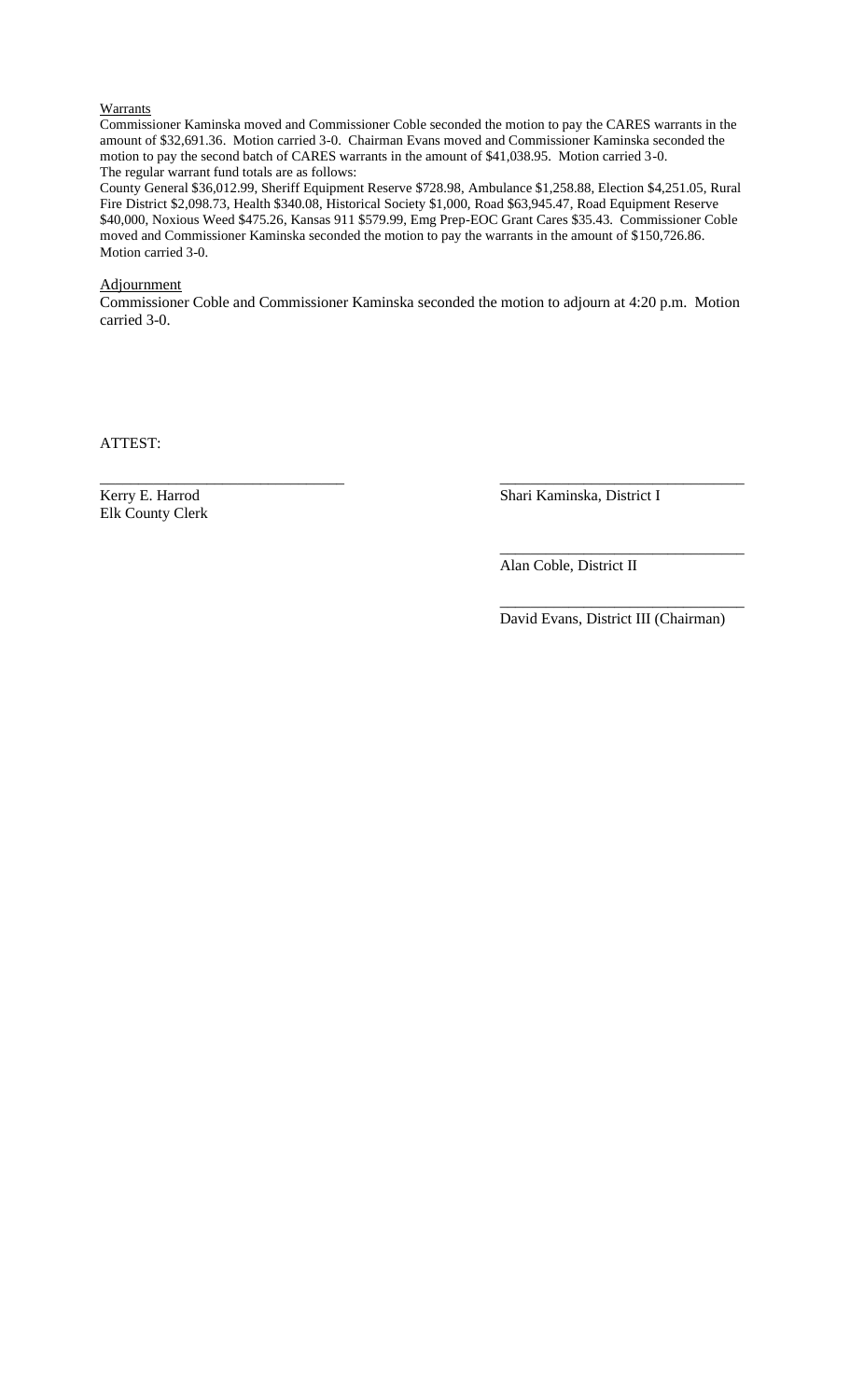Warrants

Commissioner Kaminska moved and Commissioner Coble seconded the motion to pay the CARES warrants in the amount of $32,691.36. Motion carried 3-0. Chairman Evans moved and Commissioner Kaminska seconded the motion to pay the second batch of CARES warrants in the amount of $41,038.95. Motion carried 3-0.

The regular warrant fund totals are as follows:

County General $36,012.99, Sheriff Equipment Reserve $728.98, Ambulance $1,258.88, Election $4,251.05, Rural Fire District $2,098.73, Health $340.08, Historical Society $1,000, Road $63,945.47, Road Equipment Reserve $40,000, Noxious Weed $475.26, Kansas 911 $579.99, Emg Prep-EOC Grant Cares $35.43. Commissioner Coble moved and Commissioner Kaminska seconded the motion to pay the warrants in the amount of $150,726.86. Motion carried 3-0.

Adjournment

Commissioner Coble and Commissioner Kaminska seconded the motion to adjourn at 4:20 p.m. Motion carried 3-0.

ATTEST:

\_\_\_\_\_\_\_\_\_\_\_\_\_\_\_\_\_\_\_\_\_\_\_\_\_\_\_\_\_\_\_\_

Kerry E. Harrod
Elk County Clerk

\_\_\_\_\_\_\_\_\_\_\_\_\_\_\_\_\_\_\_\_\_\_\_\_\_\_\_\_\_\_\_\_

Shari Kaminska, District I

\_\_\_\_\_\_\_\_\_\_\_\_\_\_\_\_\_\_\_\_\_\_\_\_\_\_\_\_\_\_\_\_

Alan Coble, District II

\_\_\_\_\_\_\_\_\_\_\_\_\_\_\_\_\_\_\_\_\_\_\_\_\_\_\_\_\_\_\_\_

David Evans, District III (Chairman)